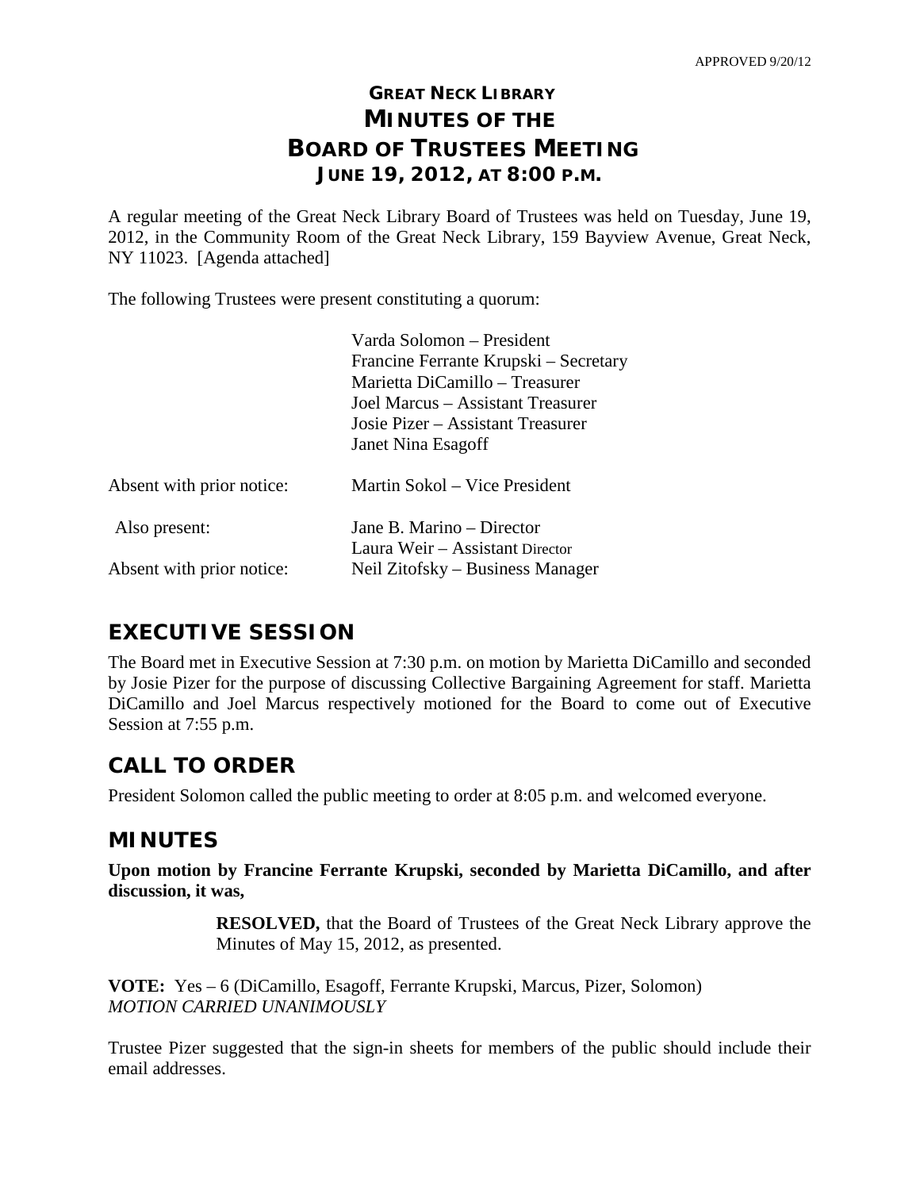APPROVED 9/20/12

# GREAT NECK LIBRARY
# MINUTES OF THE
# BOARD OF TRUSTEES MEETING
## JUNE 19, 2012, AT 8:00 P.M.

A regular meeting of the Great Neck Library Board of Trustees was held on Tuesday, June 19, 2012, in the Community Room of the Great Neck Library, 159 Bayview Avenue, Great Neck, NY 11023. [Agenda attached]

The following Trustees were present constituting a quorum:

| | |
|---|---|
| | Varda Solomon – President |
| | Francine Ferrante Krupski – Secretary |
| | Marietta DiCamillo – Treasurer |
| | Joel Marcus – Assistant Treasurer |
| | Josie Pizer – Assistant Treasurer |
| | Janet Nina Esagoff |
| Absent with prior notice: | Martin Sokol – Vice President |
| Also present: | Jane B. Marino – Director |
| | Laura Weir – Assistant Director |
| Absent with prior notice: | Neil Zitofsky – Business Manager |

## EXECUTIVE SESSION

The Board met in Executive Session at 7:30 p.m. on motion by Marietta DiCamillo and seconded by Josie Pizer for the purpose of discussing Collective Bargaining Agreement for staff. Marietta DiCamillo and Joel Marcus respectively motioned for the Board to come out of Executive Session at 7:55 p.m.

## CALL TO ORDER

President Solomon called the public meeting to order at 8:05 p.m. and welcomed everyone.

## MINUTES

**Upon motion by Francine Ferrante Krupski, seconded by Marietta DiCamillo, and after discussion, it was,**

> **RESOLVED,** that the Board of Trustees of the Great Neck Library approve the Minutes of May 15, 2012, as presented.

**VOTE:** Yes – 6 (DiCamillo, Esagoff, Ferrante Krupski, Marcus, Pizer, Solomon)
*MOTION CARRIED UNANIMOUSLY*

Trustee Pizer suggested that the sign-in sheets for members of the public should include their email addresses.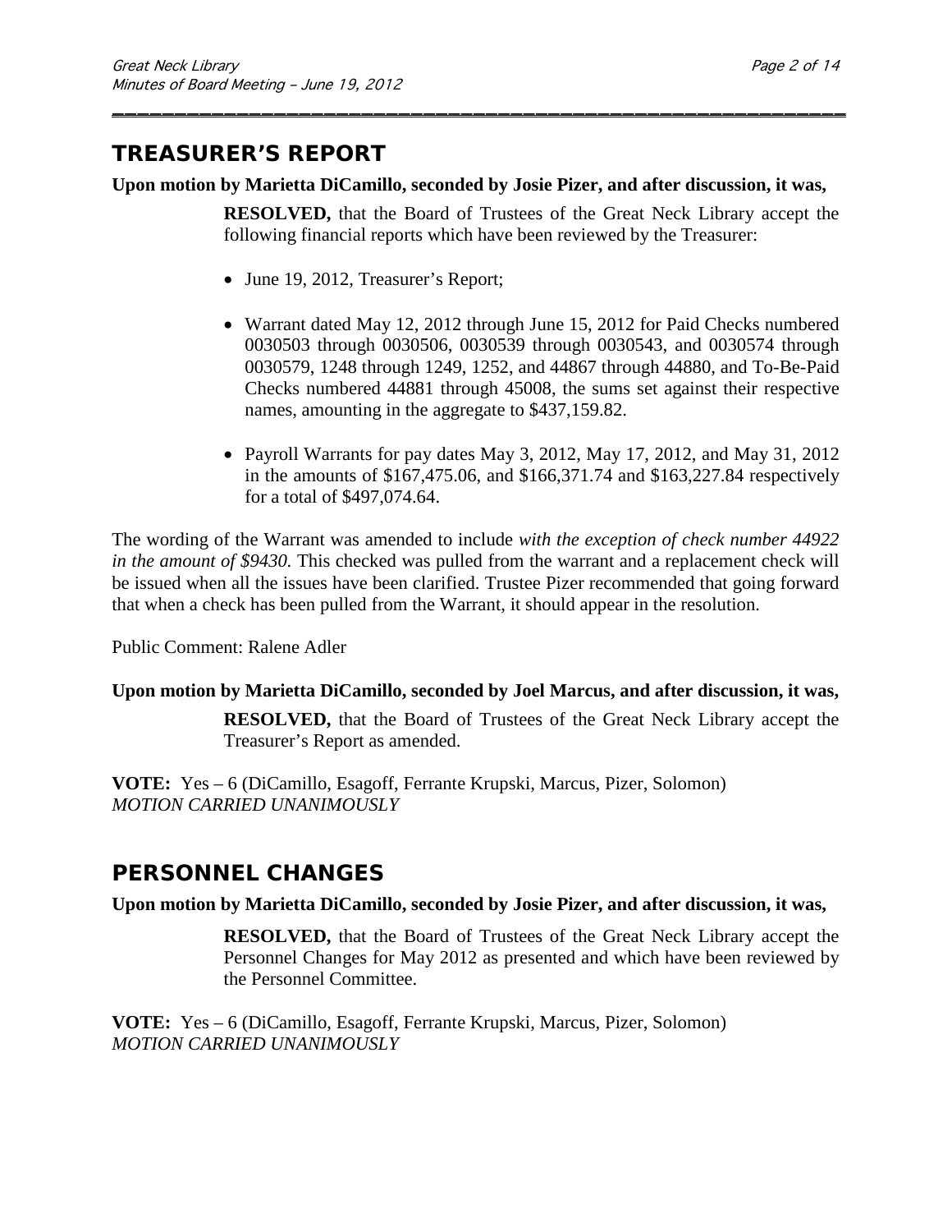## TREASURER'S REPORT

**Upon motion by Marietta DiCamillo, seconded by Josie Pizer, and after discussion, it was,**

> **RESOLVED,** that the Board of Trustees of the Great Neck Library accept the following financial reports which have been reviewed by the Treasurer:
>
> - June 19, 2012, Treasurer's Report;
> - Warrant dated May 12, 2012 through June 15, 2012 for Paid Checks numbered 0030503 through 0030506, 0030539 through 0030543, and 0030574 through 0030579, 1248 through 1249, 1252, and 44867 through 44880, and To-Be-Paid Checks numbered 44881 through 45008, the sums set against their respective names, amounting in the aggregate to $437,159.82.
> - Payroll Warrants for pay dates May 3, 2012, May 17, 2012, and May 31, 2012 in the amounts of $167,475.06, and $166,371.74 and $163,227.84 respectively for a total of $497,074.64.

The wording of the Warrant was amended to include *with the exception of check number 44922 in the amount of $9430.* This checked was pulled from the warrant and a replacement check will be issued when all the issues have been clarified. Trustee Pizer recommended that going forward that when a check has been pulled from the Warrant, it should appear in the resolution.

Public Comment: Ralene Adler

**Upon motion by Marietta DiCamillo, seconded by Joel Marcus, and after discussion, it was,**

> **RESOLVED,** that the Board of Trustees of the Great Neck Library accept the Treasurer's Report as amended.

**VOTE:** Yes – 6 (DiCamillo, Esagoff, Ferrante Krupski, Marcus, Pizer, Solomon)
*MOTION CARRIED UNANIMOUSLY*

## PERSONNEL CHANGES

**Upon motion by Marietta DiCamillo, seconded by Josie Pizer, and after discussion, it was,**

> **RESOLVED,** that the Board of Trustees of the Great Neck Library accept the Personnel Changes for May 2012 as presented and which have been reviewed by the Personnel Committee.

**VOTE:** Yes – 6 (DiCamillo, Esagoff, Ferrante Krupski, Marcus, Pizer, Solomon)
*MOTION CARRIED UNANIMOUSLY*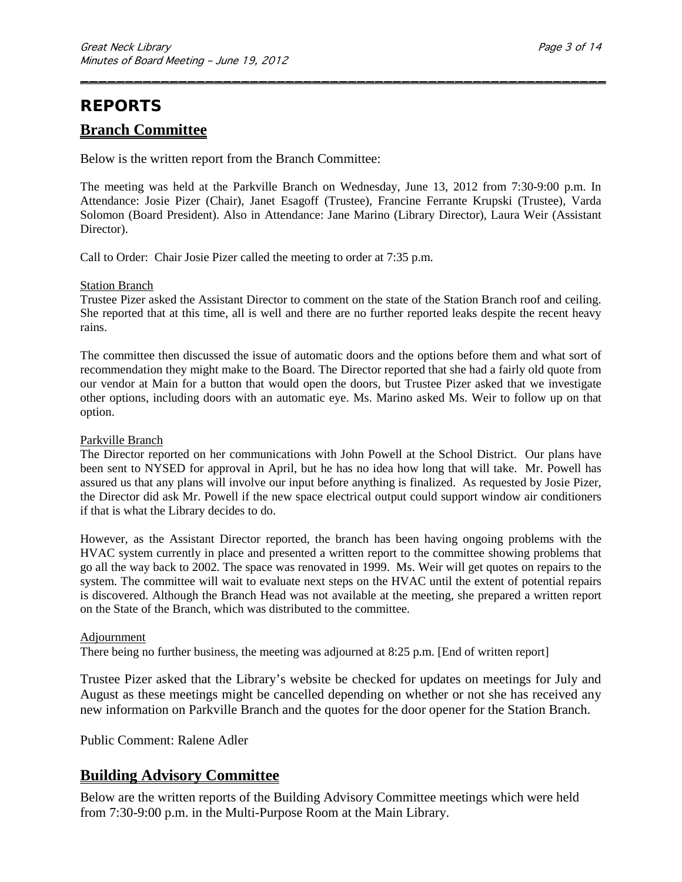# REPORTS

## Branch Committee

Below is the written report from the Branch Committee:

The meeting was held at the Parkville Branch on Wednesday, June 13, 2012 from 7:30-9:00 p.m. In Attendance: Josie Pizer (Chair), Janet Esagoff (Trustee), Francine Ferrante Krupski (Trustee), Varda Solomon (Board President). Also in Attendance: Jane Marino (Library Director), Laura Weir (Assistant Director).

Call to Order: Chair Josie Pizer called the meeting to order at 7:35 p.m.

Station Branch

Trustee Pizer asked the Assistant Director to comment on the state of the Station Branch roof and ceiling. She reported that at this time, all is well and there are no further reported leaks despite the recent heavy rains.

The committee then discussed the issue of automatic doors and the options before them and what sort of recommendation they might make to the Board. The Director reported that she had a fairly old quote from our vendor at Main for a button that would open the doors, but Trustee Pizer asked that we investigate other options, including doors with an automatic eye. Ms. Marino asked Ms. Weir to follow up on that option.

Parkville Branch

The Director reported on her communications with John Powell at the School District. Our plans have been sent to NYSED for approval in April, but he has no idea how long that will take. Mr. Powell has assured us that any plans will involve our input before anything is finalized. As requested by Josie Pizer, the Director did ask Mr. Powell if the new space electrical output could support window air conditioners if that is what the Library decides to do.

However, as the Assistant Director reported, the branch has been having ongoing problems with the HVAC system currently in place and presented a written report to the committee showing problems that go all the way back to 2002. The space was renovated in 1999. Ms. Weir will get quotes on repairs to the system. The committee will wait to evaluate next steps on the HVAC until the extent of potential repairs is discovered. Although the Branch Head was not available at the meeting, she prepared a written report on the State of the Branch, which was distributed to the committee.

Adjournment

There being no further business, the meeting was adjourned at 8:25 p.m. [End of written report]

Trustee Pizer asked that the Library's website be checked for updates on meetings for July and August as these meetings might be cancelled depending on whether or not she has received any new information on Parkville Branch and the quotes for the door opener for the Station Branch.

Public Comment: Ralene Adler

## Building Advisory Committee

Below are the written reports of the Building Advisory Committee meetings which were held from 7:30-9:00 p.m. in the Multi-Purpose Room at the Main Library.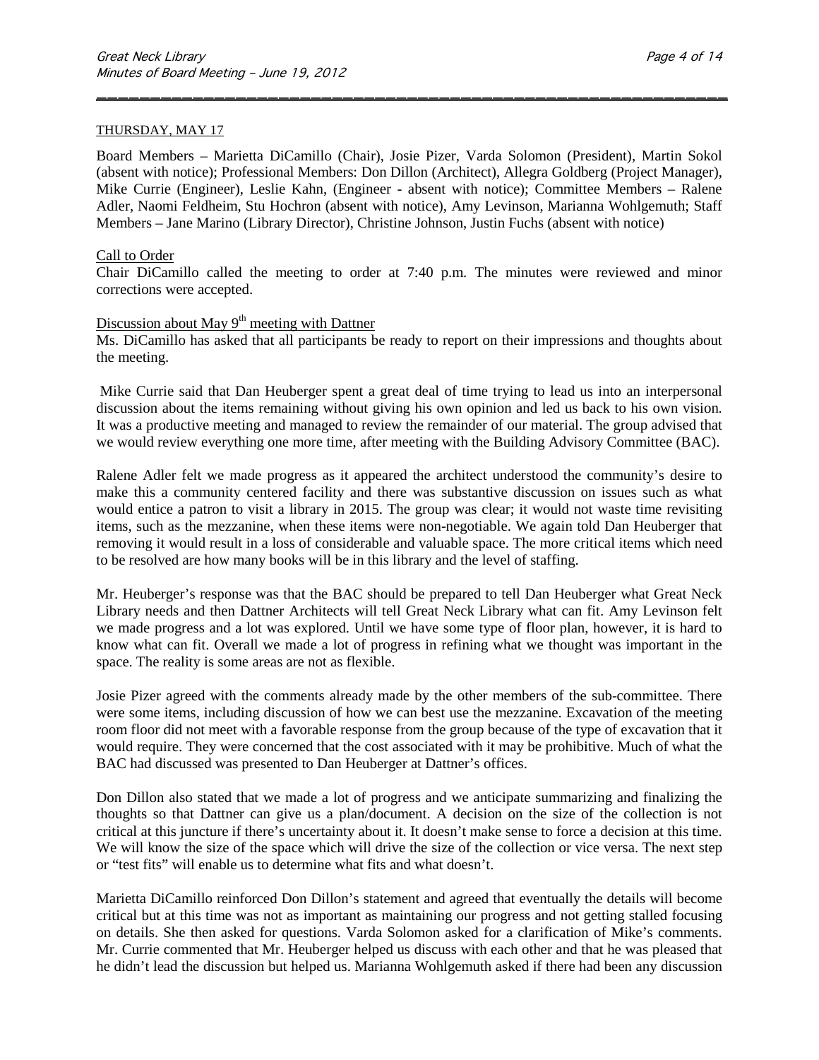THURSDAY, MAY 17

Board Members – Marietta DiCamillo (Chair), Josie Pizer, Varda Solomon (President), Martin Sokol (absent with notice); Professional Members: Don Dillon (Architect), Allegra Goldberg (Project Manager), Mike Currie (Engineer), Leslie Kahn, (Engineer - absent with notice); Committee Members – Ralene Adler, Naomi Feldheim, Stu Hochron (absent with notice), Amy Levinson, Marianna Wohlgemuth; Staff Members – Jane Marino (Library Director), Christine Johnson, Justin Fuchs (absent with notice)

Call to Order

Chair DiCamillo called the meeting to order at 7:40 p.m. The minutes were reviewed and minor corrections were accepted.

Discussion about May 9th meeting with Dattner

Ms. DiCamillo has asked that all participants be ready to report on their impressions and thoughts about the meeting.

Mike Currie said that Dan Heuberger spent a great deal of time trying to lead us into an interpersonal discussion about the items remaining without giving his own opinion and led us back to his own vision. It was a productive meeting and managed to review the remainder of our material. The group advised that we would review everything one more time, after meeting with the Building Advisory Committee (BAC).

Ralene Adler felt we made progress as it appeared the architect understood the community's desire to make this a community centered facility and there was substantive discussion on issues such as what would entice a patron to visit a library in 2015. The group was clear; it would not waste time revisiting items, such as the mezzanine, when these items were non-negotiable. We again told Dan Heuberger that removing it would result in a loss of considerable and valuable space. The more critical items which need to be resolved are how many books will be in this library and the level of staffing.

Mr. Heuberger's response was that the BAC should be prepared to tell Dan Heuberger what Great Neck Library needs and then Dattner Architects will tell Great Neck Library what can fit. Amy Levinson felt we made progress and a lot was explored. Until we have some type of floor plan, however, it is hard to know what can fit. Overall we made a lot of progress in refining what we thought was important in the space. The reality is some areas are not as flexible.

Josie Pizer agreed with the comments already made by the other members of the sub-committee. There were some items, including discussion of how we can best use the mezzanine. Excavation of the meeting room floor did not meet with a favorable response from the group because of the type of excavation that it would require. They were concerned that the cost associated with it may be prohibitive. Much of what the BAC had discussed was presented to Dan Heuberger at Dattner's offices.

Don Dillon also stated that we made a lot of progress and we anticipate summarizing and finalizing the thoughts so that Dattner can give us a plan/document. A decision on the size of the collection is not critical at this juncture if there's uncertainty about it. It doesn't make sense to force a decision at this time. We will know the size of the space which will drive the size of the collection or vice versa. The next step or "test fits" will enable us to determine what fits and what doesn't.

Marietta DiCamillo reinforced Don Dillon's statement and agreed that eventually the details will become critical but at this time was not as important as maintaining our progress and not getting stalled focusing on details. She then asked for questions. Varda Solomon asked for a clarification of Mike's comments. Mr. Currie commented that Mr. Heuberger helped us discuss with each other and that he was pleased that he didn't lead the discussion but helped us. Marianna Wohlgemuth asked if there had been any discussion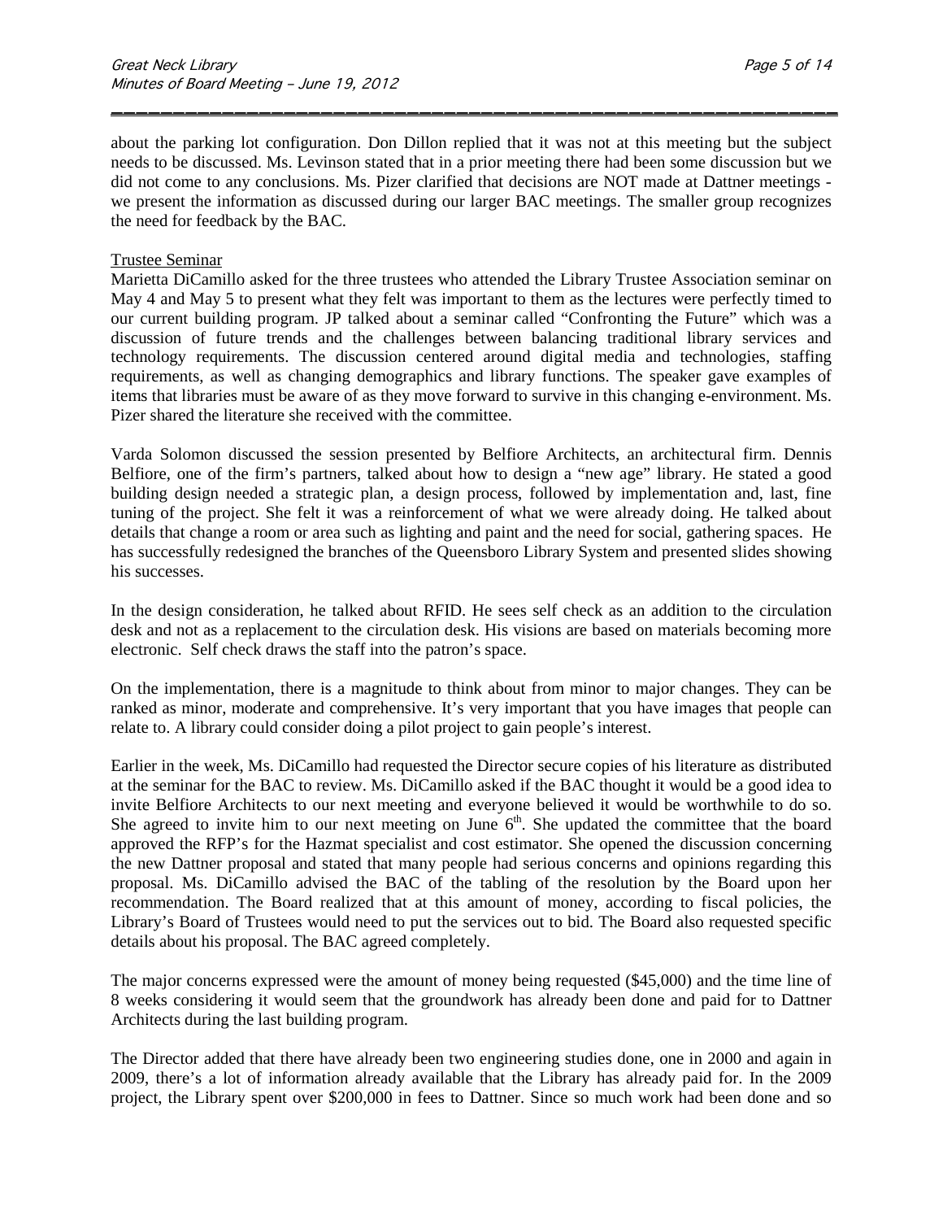about the parking lot configuration. Don Dillon replied that it was not at this meeting but the subject needs to be discussed. Ms. Levinson stated that in a prior meeting there had been some discussion but we did not come to any conclusions. Ms. Pizer clarified that decisions are NOT made at Dattner meetings - we present the information as discussed during our larger BAC meetings. The smaller group recognizes the need for feedback by the BAC.

Trustee Seminar

Marietta DiCamillo asked for the three trustees who attended the Library Trustee Association seminar on May 4 and May 5 to present what they felt was important to them as the lectures were perfectly timed to our current building program. JP talked about a seminar called "Confronting the Future" which was a discussion of future trends and the challenges between balancing traditional library services and technology requirements. The discussion centered around digital media and technologies, staffing requirements, as well as changing demographics and library functions. The speaker gave examples of items that libraries must be aware of as they move forward to survive in this changing e-environment. Ms. Pizer shared the literature she received with the committee.

Varda Solomon discussed the session presented by Belfiore Architects, an architectural firm. Dennis Belfiore, one of the firm's partners, talked about how to design a "new age" library. He stated a good building design needed a strategic plan, a design process, followed by implementation and, last, fine tuning of the project. She felt it was a reinforcement of what we were already doing. He talked about details that change a room or area such as lighting and paint and the need for social, gathering spaces. He has successfully redesigned the branches of the Queensboro Library System and presented slides showing his successes.

In the design consideration, he talked about RFID. He sees self check as an addition to the circulation desk and not as a replacement to the circulation desk. His visions are based on materials becoming more electronic. Self check draws the staff into the patron's space.

On the implementation, there is a magnitude to think about from minor to major changes. They can be ranked as minor, moderate and comprehensive. It's very important that you have images that people can relate to. A library could consider doing a pilot project to gain people's interest.

Earlier in the week, Ms. DiCamillo had requested the Director secure copies of his literature as distributed at the seminar for the BAC to review. Ms. DiCamillo asked if the BAC thought it would be a good idea to invite Belfiore Architects to our next meeting and everyone believed it would be worthwhile to do so. She agreed to invite him to our next meeting on June 6th. She updated the committee that the board approved the RFP's for the Hazmat specialist and cost estimator. She opened the discussion concerning the new Dattner proposal and stated that many people had serious concerns and opinions regarding this proposal. Ms. DiCamillo advised the BAC of the tabling of the resolution by the Board upon her recommendation. The Board realized that at this amount of money, according to fiscal policies, the Library's Board of Trustees would need to put the services out to bid. The Board also requested specific details about his proposal. The BAC agreed completely.

The major concerns expressed were the amount of money being requested ($45,000) and the time line of 8 weeks considering it would seem that the groundwork has already been done and paid for to Dattner Architects during the last building program.

The Director added that there have already been two engineering studies done, one in 2000 and again in 2009, there's a lot of information already available that the Library has already paid for. In the 2009 project, the Library spent over $200,000 in fees to Dattner. Since so much work had been done and so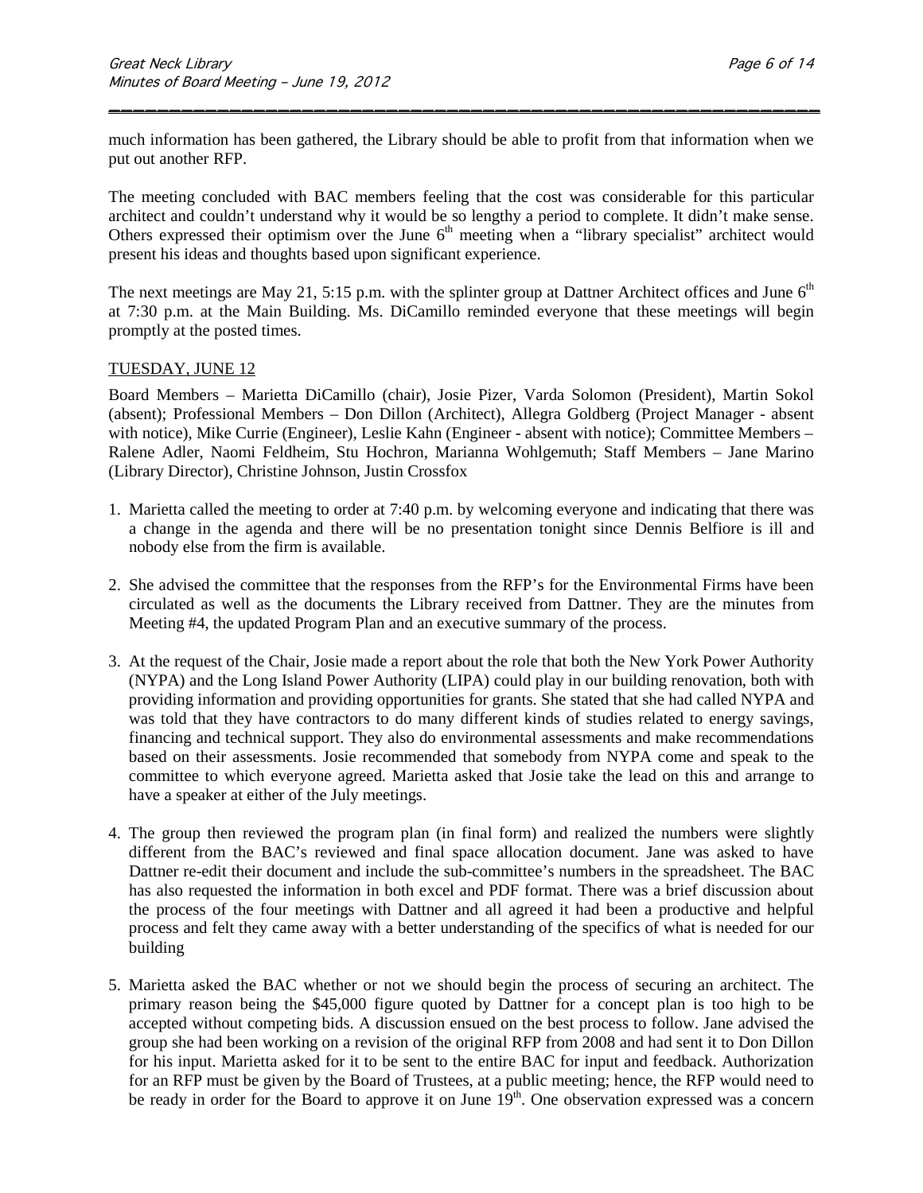much information has been gathered, the Library should be able to profit from that information when we put out another RFP.

The meeting concluded with BAC members feeling that the cost was considerable for this particular architect and couldn't understand why it would be so lengthy a period to complete. It didn't make sense. Others expressed their optimism over the June 6th meeting when a "library specialist" architect would present his ideas and thoughts based upon significant experience.

The next meetings are May 21, 5:15 p.m. with the splinter group at Dattner Architect offices and June 6th at 7:30 p.m. at the Main Building. Ms. DiCamillo reminded everyone that these meetings will begin promptly at the posted times.

TUESDAY, JUNE 12

Board Members – Marietta DiCamillo (chair), Josie Pizer, Varda Solomon (President), Martin Sokol (absent); Professional Members – Don Dillon (Architect), Allegra Goldberg (Project Manager - absent with notice), Mike Currie (Engineer), Leslie Kahn (Engineer - absent with notice); Committee Members – Ralene Adler, Naomi Feldheim, Stu Hochron, Marianna Wohlgemuth; Staff Members – Jane Marino (Library Director), Christine Johnson, Justin Crossfox

1. Marietta called the meeting to order at 7:40 p.m. by welcoming everyone and indicating that there was a change in the agenda and there will be no presentation tonight since Dennis Belfiore is ill and nobody else from the firm is available.

2. She advised the committee that the responses from the RFP's for the Environmental Firms have been circulated as well as the documents the Library received from Dattner. They are the minutes from Meeting #4, the updated Program Plan and an executive summary of the process.

3. At the request of the Chair, Josie made a report about the role that both the New York Power Authority (NYPA) and the Long Island Power Authority (LIPA) could play in our building renovation, both with providing information and providing opportunities for grants. She stated that she had called NYPA and was told that they have contractors to do many different kinds of studies related to energy savings, financing and technical support. They also do environmental assessments and make recommendations based on their assessments. Josie recommended that somebody from NYPA come and speak to the committee to which everyone agreed. Marietta asked that Josie take the lead on this and arrange to have a speaker at either of the July meetings.

4. The group then reviewed the program plan (in final form) and realized the numbers were slightly different from the BAC's reviewed and final space allocation document. Jane was asked to have Dattner re-edit their document and include the sub-committee's numbers in the spreadsheet. The BAC has also requested the information in both excel and PDF format. There was a brief discussion about the process of the four meetings with Dattner and all agreed it had been a productive and helpful process and felt they came away with a better understanding of the specifics of what is needed for our building

5. Marietta asked the BAC whether or not we should begin the process of securing an architect. The primary reason being the $45,000 figure quoted by Dattner for a concept plan is too high to be accepted without competing bids. A discussion ensued on the best process to follow. Jane advised the group she had been working on a revision of the original RFP from 2008 and had sent it to Don Dillon for his input. Marietta asked for it to be sent to the entire BAC for input and feedback. Authorization for an RFP must be given by the Board of Trustees, at a public meeting; hence, the RFP would need to be ready in order for the Board to approve it on June 19th. One observation expressed was a concern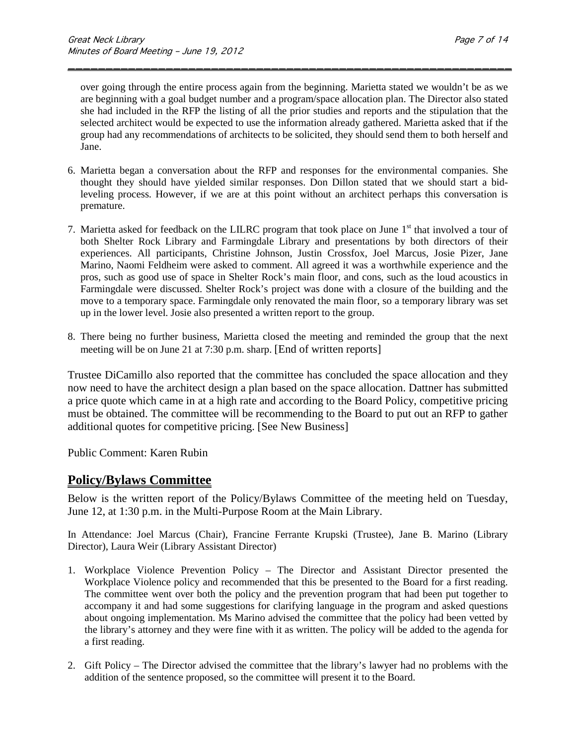over going through the entire process again from the beginning. Marietta stated we wouldn't be as we are beginning with a goal budget number and a program/space allocation plan. The Director also stated she had included in the RFP the listing of all the prior studies and reports and the stipulation that the selected architect would be expected to use the information already gathered. Marietta asked that if the group had any recommendations of architects to be solicited, they should send them to both herself and Jane.

6. Marietta began a conversation about the RFP and responses for the environmental companies. She thought they should have yielded similar responses. Don Dillon stated that we should start a bid-leveling process. However, if we are at this point without an architect perhaps this conversation is premature.

7. Marietta asked for feedback on the LILRC program that took place on June 1st that involved a tour of both Shelter Rock Library and Farmingdale Library and presentations by both directors of their experiences. All participants, Christine Johnson, Justin Crossfox, Joel Marcus, Josie Pizer, Jane Marino, Naomi Feldheim were asked to comment. All agreed it was a worthwhile experience and the pros, such as good use of space in Shelter Rock's main floor, and cons, such as the loud acoustics in Farmingdale were discussed. Shelter Rock's project was done with a closure of the building and the move to a temporary space. Farmingdale only renovated the main floor, so a temporary library was set up in the lower level. Josie also presented a written report to the group.

8. There being no further business, Marietta closed the meeting and reminded the group that the next meeting will be on June 21 at 7:30 p.m. sharp. [End of written reports]

Trustee DiCamillo also reported that the committee has concluded the space allocation and they now need to have the architect design a plan based on the space allocation. Dattner has submitted a price quote which came in at a high rate and according to the Board Policy, competitive pricing must be obtained. The committee will be recommending to the Board to put out an RFP to gather additional quotes for competitive pricing. [See New Business]

Public Comment: Karen Rubin

## Policy/Bylaws Committee

Below is the written report of the Policy/Bylaws Committee of the meeting held on Tuesday, June 12, at 1:30 p.m. in the Multi-Purpose Room at the Main Library.

In Attendance: Joel Marcus (Chair), Francine Ferrante Krupski (Trustee), Jane B. Marino (Library Director), Laura Weir (Library Assistant Director)

1. Workplace Violence Prevention Policy – The Director and Assistant Director presented the Workplace Violence policy and recommended that this be presented to the Board for a first reading. The committee went over both the policy and the prevention program that had been put together to accompany it and had some suggestions for clarifying language in the program and asked questions about ongoing implementation. Ms Marino advised the committee that the policy had been vetted by the library's attorney and they were fine with it as written. The policy will be added to the agenda for a first reading.

2. Gift Policy – The Director advised the committee that the library's lawyer had no problems with the addition of the sentence proposed, so the committee will present it to the Board.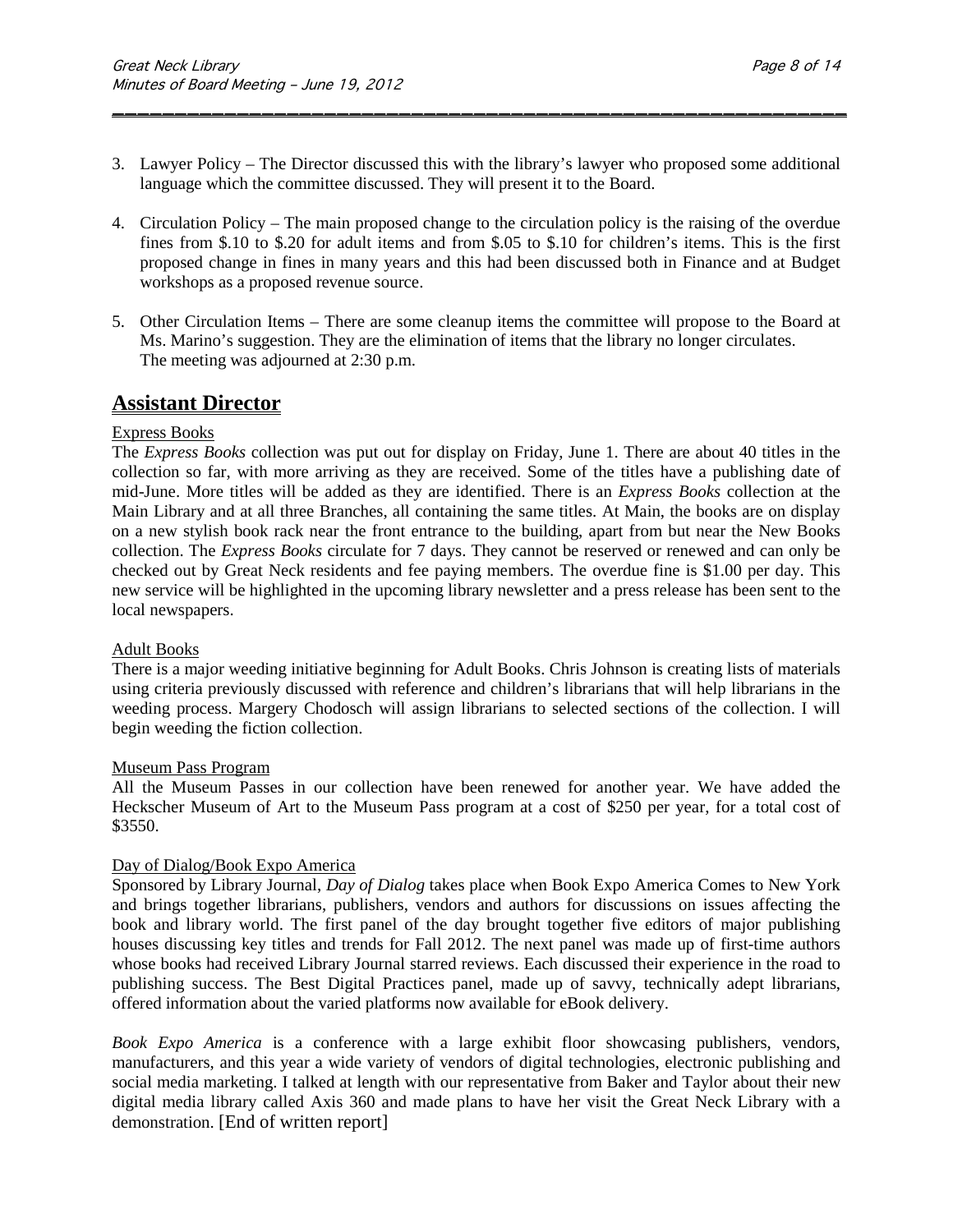3. Lawyer Policy – The Director discussed this with the library's lawyer who proposed some additional language which the committee discussed. They will present it to the Board.

4. Circulation Policy – The main proposed change to the circulation policy is the raising of the overdue fines from $.10 to $.20 for adult items and from $.05 to $.10 for children's items. This is the first proposed change in fines in many years and this had been discussed both in Finance and at Budget workshops as a proposed revenue source.

5. Other Circulation Items – There are some cleanup items the committee will propose to the Board at Ms. Marino's suggestion. They are the elimination of items that the library no longer circulates.
   The meeting was adjourned at 2:30 p.m.

## Assistant Director

Express Books

The *Express Books* collection was put out for display on Friday, June 1. There are about 40 titles in the collection so far, with more arriving as they are received. Some of the titles have a publishing date of mid-June. More titles will be added as they are identified. There is an *Express Books* collection at the Main Library and at all three Branches, all containing the same titles. At Main, the books are on display on a new stylish book rack near the front entrance to the building, apart from but near the New Books collection. The *Express Books* circulate for 7 days. They cannot be reserved or renewed and can only be checked out by Great Neck residents and fee paying members. The overdue fine is $1.00 per day. This new service will be highlighted in the upcoming library newsletter and a press release has been sent to the local newspapers.

Adult Books

There is a major weeding initiative beginning for Adult Books. Chris Johnson is creating lists of materials using criteria previously discussed with reference and children's librarians that will help librarians in the weeding process. Margery Chodosch will assign librarians to selected sections of the collection. I will begin weeding the fiction collection.

Museum Pass Program

All the Museum Passes in our collection have been renewed for another year. We have added the Heckscher Museum of Art to the Museum Pass program at a cost of $250 per year, for a total cost of $3550.

Day of Dialog/Book Expo America

Sponsored by Library Journal, *Day of Dialog* takes place when Book Expo America Comes to New York and brings together librarians, publishers, vendors and authors for discussions on issues affecting the book and library world. The first panel of the day brought together five editors of major publishing houses discussing key titles and trends for Fall 2012. The next panel was made up of first-time authors whose books had received Library Journal starred reviews. Each discussed their experience in the road to publishing success. The Best Digital Practices panel, made up of savvy, technically adept librarians, offered information about the varied platforms now available for eBook delivery.

*Book Expo America* is a conference with a large exhibit floor showcasing publishers, vendors, manufacturers, and this year a wide variety of vendors of digital technologies, electronic publishing and social media marketing. I talked at length with our representative from Baker and Taylor about their new digital media library called Axis 360 and made plans to have her visit the Great Neck Library with a demonstration. [End of written report]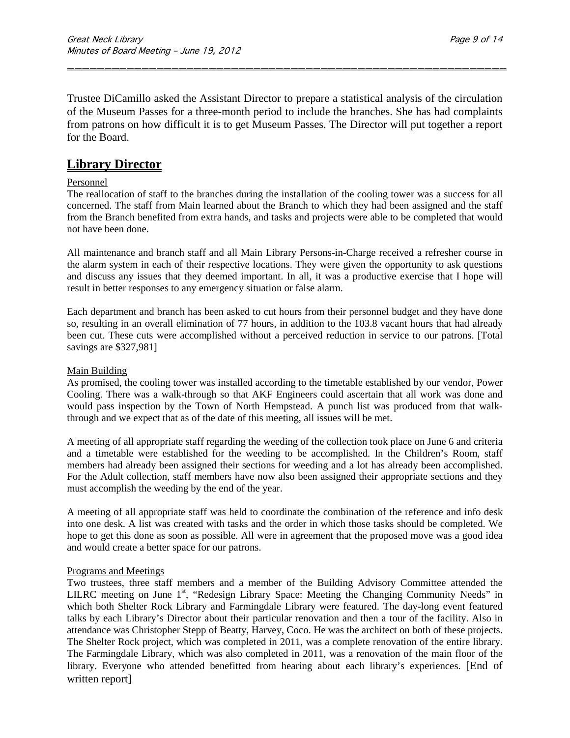Trustee DiCamillo asked the Assistant Director to prepare a statistical analysis of the circulation of the Museum Passes for a three-month period to include the branches. She has had complaints from patrons on how difficult it is to get Museum Passes. The Director will put together a report for the Board.

## Library Director

Personnel

The reallocation of staff to the branches during the installation of the cooling tower was a success for all concerned. The staff from Main learned about the Branch to which they had been assigned and the staff from the Branch benefited from extra hands, and tasks and projects were able to be completed that would not have been done.

All maintenance and branch staff and all Main Library Persons-in-Charge received a refresher course in the alarm system in each of their respective locations. They were given the opportunity to ask questions and discuss any issues that they deemed important. In all, it was a productive exercise that I hope will result in better responses to any emergency situation or false alarm.

Each department and branch has been asked to cut hours from their personnel budget and they have done so, resulting in an overall elimination of 77 hours, in addition to the 103.8 vacant hours that had already been cut. These cuts were accomplished without a perceived reduction in service to our patrons. [Total savings are $327,981]

Main Building

As promised, the cooling tower was installed according to the timetable established by our vendor, Power Cooling. There was a walk-through so that AKF Engineers could ascertain that all work was done and would pass inspection by the Town of North Hempstead. A punch list was produced from that walk-through and we expect that as of the date of this meeting, all issues will be met.

A meeting of all appropriate staff regarding the weeding of the collection took place on June 6 and criteria and a timetable were established for the weeding to be accomplished. In the Children's Room, staff members had already been assigned their sections for weeding and a lot has already been accomplished. For the Adult collection, staff members have now also been assigned their appropriate sections and they must accomplish the weeding by the end of the year.

A meeting of all appropriate staff was held to coordinate the combination of the reference and info desk into one desk. A list was created with tasks and the order in which those tasks should be completed. We hope to get this done as soon as possible. All were in agreement that the proposed move was a good idea and would create a better space for our patrons.

Programs and Meetings

Two trustees, three staff members and a member of the Building Advisory Committee attended the LILRC meeting on June 1st, "Redesign Library Space: Meeting the Changing Community Needs" in which both Shelter Rock Library and Farmingdale Library were featured. The day-long event featured talks by each Library's Director about their particular renovation and then a tour of the facility. Also in attendance was Christopher Stepp of Beatty, Harvey, Coco. He was the architect on both of these projects. The Shelter Rock project, which was completed in 2011, was a complete renovation of the entire library. The Farmingdale Library, which was also completed in 2011, was a renovation of the main floor of the library. Everyone who attended benefitted from hearing about each library's experiences. [End of written report]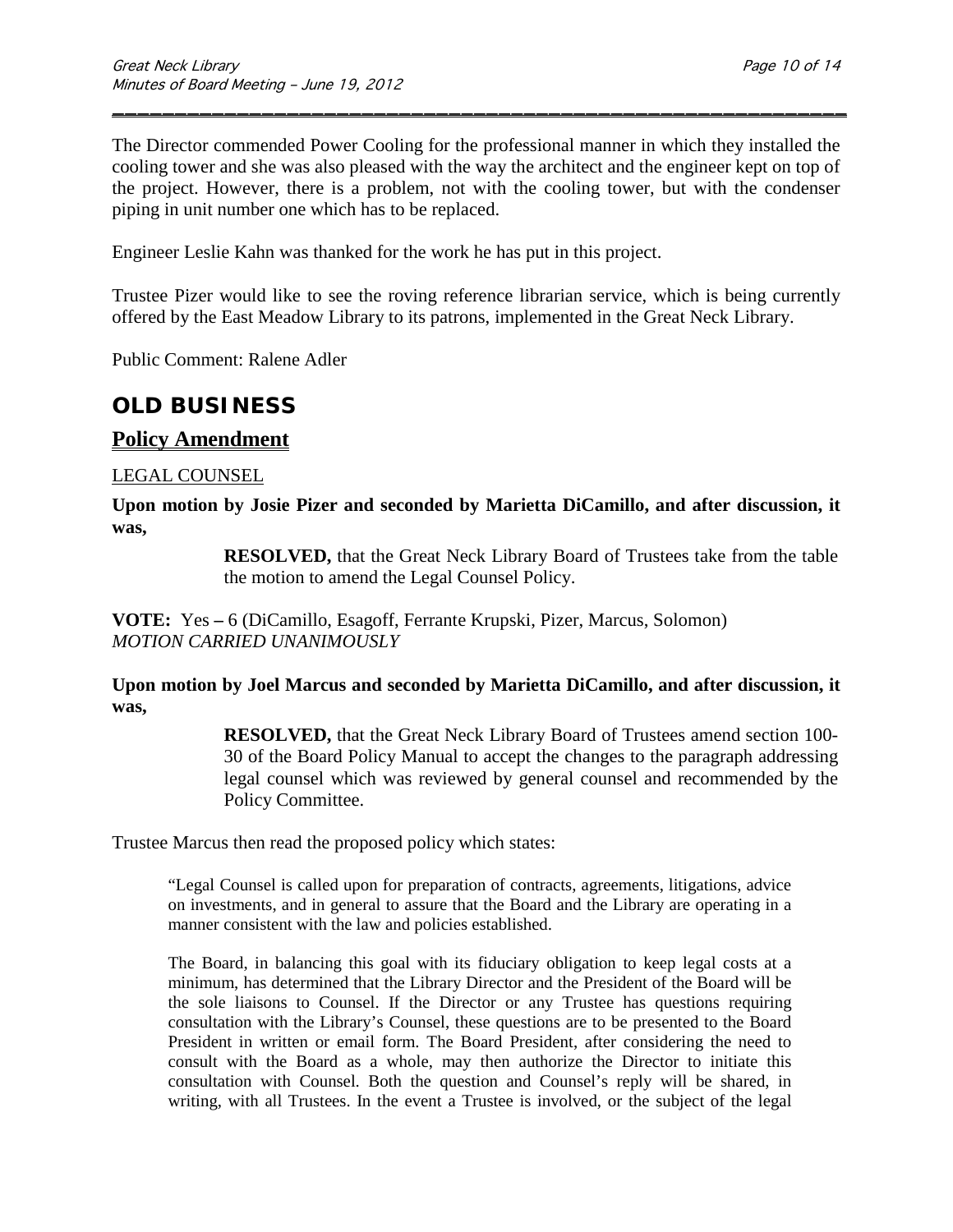The Director commended Power Cooling for the professional manner in which they installed the cooling tower and she was also pleased with the way the architect and the engineer kept on top of the project. However, there is a problem, not with the cooling tower, but with the condenser piping in unit number one which has to be replaced.

Engineer Leslie Kahn was thanked for the work he has put in this project.

Trustee Pizer would like to see the roving reference librarian service, which is being currently offered by the East Meadow Library to its patrons, implemented in the Great Neck Library.

Public Comment: Ralene Adler

# OLD BUSINESS

## Policy Amendment

LEGAL COUNSEL

**Upon motion by Josie Pizer and seconded by Marietta DiCamillo, and after discussion, it was,**

> **RESOLVED,** that the Great Neck Library Board of Trustees take from the table the motion to amend the Legal Counsel Policy.

**VOTE:** Yes – 6 (DiCamillo, Esagoff, Ferrante Krupski, Pizer, Marcus, Solomon)
*MOTION CARRIED UNANIMOUSLY*

**Upon motion by Joel Marcus and seconded by Marietta DiCamillo, and after discussion, it was,**

> **RESOLVED,** that the Great Neck Library Board of Trustees amend section 100-30 of the Board Policy Manual to accept the changes to the paragraph addressing legal counsel which was reviewed by general counsel and recommended by the Policy Committee.

Trustee Marcus then read the proposed policy which states:

> "Legal Counsel is called upon for preparation of contracts, agreements, litigations, advice on investments, and in general to assure that the Board and the Library are operating in a manner consistent with the law and policies established.
>
> The Board, in balancing this goal with its fiduciary obligation to keep legal costs at a minimum, has determined that the Library Director and the President of the Board will be the sole liaisons to Counsel. If the Director or any Trustee has questions requiring consultation with the Library's Counsel, these questions are to be presented to the Board President in written or email form. The Board President, after considering the need to consult with the Board as a whole, may then authorize the Director to initiate this consultation with Counsel. Both the question and Counsel's reply will be shared, in writing, with all Trustees. In the event a Trustee is involved, or the subject of the legal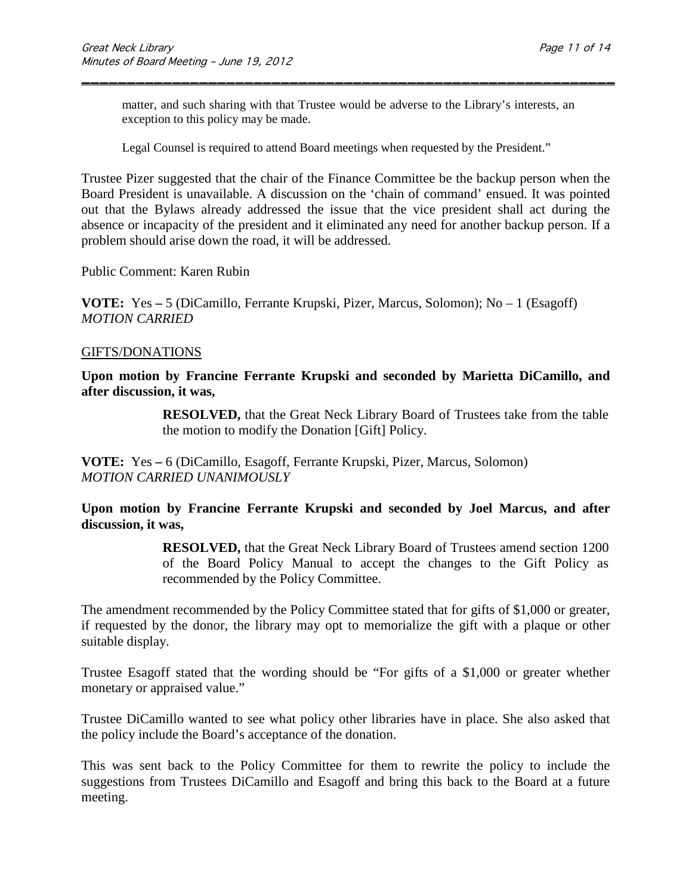matter, and such sharing with that Trustee would be adverse to the Library's interests, an exception to this policy may be made.

Legal Counsel is required to attend Board meetings when requested by the President."

Trustee Pizer suggested that the chair of the Finance Committee be the backup person when the Board President is unavailable. A discussion on the 'chain of command' ensued. It was pointed out that the Bylaws already addressed the issue that the vice president shall act during the absence or incapacity of the president and it eliminated any need for another backup person. If a problem should arise down the road, it will be addressed.

Public Comment: Karen Rubin

**VOTE:** Yes **–** 5 (DiCamillo, Ferrante Krupski, Pizer, Marcus, Solomon); No – 1 (Esagoff)
*MOTION CARRIED*

GIFTS/DONATIONS

**Upon motion by Francine Ferrante Krupski and seconded by Marietta DiCamillo, and after discussion, it was,**

> **RESOLVED,** that the Great Neck Library Board of Trustees take from the table the motion to modify the Donation [Gift] Policy.

**VOTE:** Yes **–** 6 (DiCamillo, Esagoff, Ferrante Krupski, Pizer, Marcus, Solomon)
*MOTION CARRIED UNANIMOUSLY*

**Upon motion by Francine Ferrante Krupski and seconded by Joel Marcus, and after discussion, it was,**

> **RESOLVED,** that the Great Neck Library Board of Trustees amend section 1200 of the Board Policy Manual to accept the changes to the Gift Policy as recommended by the Policy Committee.

The amendment recommended by the Policy Committee stated that for gifts of $1,000 or greater, if requested by the donor, the library may opt to memorialize the gift with a plaque or other suitable display.

Trustee Esagoff stated that the wording should be "For gifts of a $1,000 or greater whether monetary or appraised value."

Trustee DiCamillo wanted to see what policy other libraries have in place. She also asked that the policy include the Board's acceptance of the donation.

This was sent back to the Policy Committee for them to rewrite the policy to include the suggestions from Trustees DiCamillo and Esagoff and bring this back to the Board at a future meeting.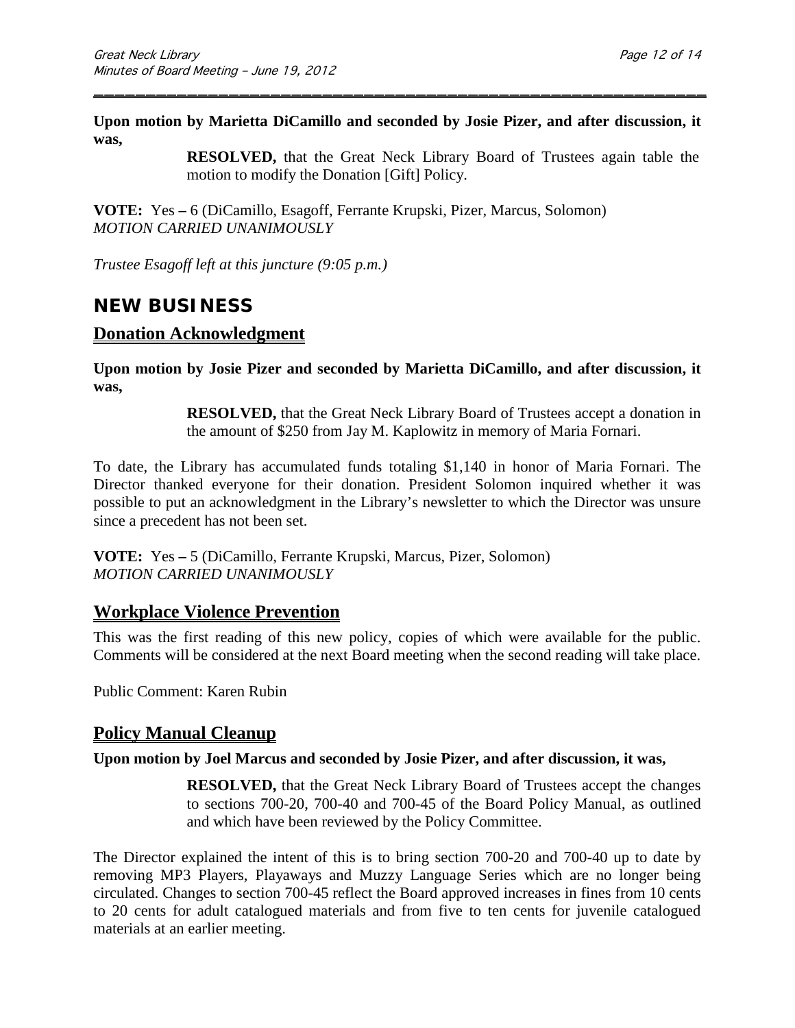**Upon motion by Marietta DiCamillo and seconded by Josie Pizer, and after discussion, it was,**

> **RESOLVED,** that the Great Neck Library Board of Trustees again table the motion to modify the Donation [Gift] Policy.

**VOTE:** Yes – 6 (DiCamillo, Esagoff, Ferrante Krupski, Pizer, Marcus, Solomon)
*MOTION CARRIED UNANIMOUSLY*

*Trustee Esagoff left at this juncture (9:05 p.m.)*

# NEW BUSINESS

## Donation Acknowledgment

**Upon motion by Josie Pizer and seconded by Marietta DiCamillo, and after discussion, it was,**

> **RESOLVED,** that the Great Neck Library Board of Trustees accept a donation in the amount of $250 from Jay M. Kaplowitz in memory of Maria Fornari.

To date, the Library has accumulated funds totaling $1,140 in honor of Maria Fornari. The Director thanked everyone for their donation. President Solomon inquired whether it was possible to put an acknowledgment in the Library's newsletter to which the Director was unsure since a precedent has not been set.

**VOTE:** Yes – 5 (DiCamillo, Ferrante Krupski, Marcus, Pizer, Solomon)
*MOTION CARRIED UNANIMOUSLY*

## Workplace Violence Prevention

This was the first reading of this new policy, copies of which were available for the public. Comments will be considered at the next Board meeting when the second reading will take place.

Public Comment: Karen Rubin

## Policy Manual Cleanup

**Upon motion by Joel Marcus and seconded by Josie Pizer, and after discussion, it was,**

> **RESOLVED,** that the Great Neck Library Board of Trustees accept the changes to sections 700-20, 700-40 and 700-45 of the Board Policy Manual, as outlined and which have been reviewed by the Policy Committee.

The Director explained the intent of this is to bring section 700-20 and 700-40 up to date by removing MP3 Players, Playaways and Muzzy Language Series which are no longer being circulated. Changes to section 700-45 reflect the Board approved increases in fines from 10 cents to 20 cents for adult catalogued materials and from five to ten cents for juvenile catalogued materials at an earlier meeting.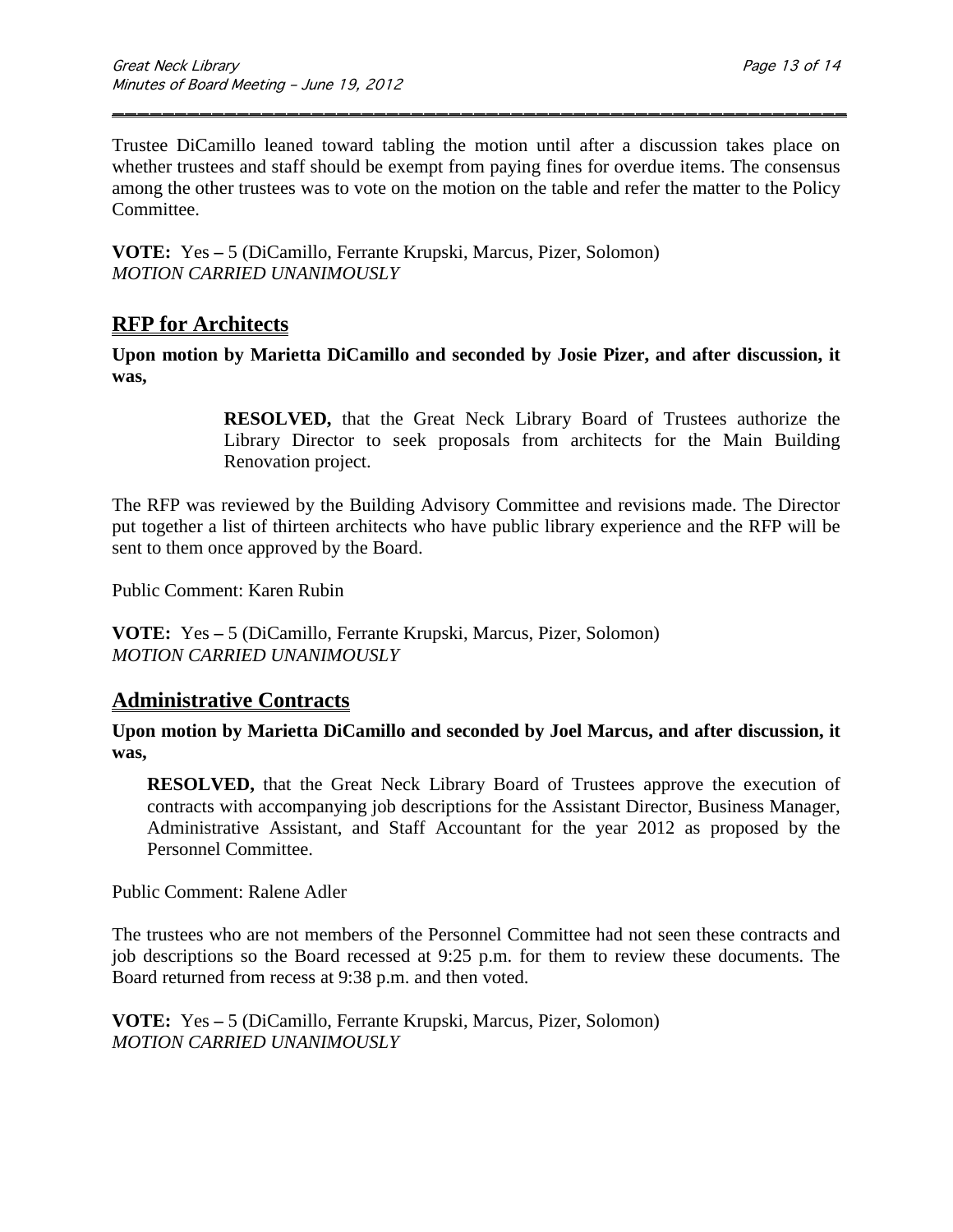Trustee DiCamillo leaned toward tabling the motion until after a discussion takes place on whether trustees and staff should be exempt from paying fines for overdue items. The consensus among the other trustees was to vote on the motion on the table and refer the matter to the Policy Committee.

**VOTE:** Yes **–** 5 (DiCamillo, Ferrante Krupski, Marcus, Pizer, Solomon)
*MOTION CARRIED UNANIMOUSLY*

## RFP for Architects

**Upon motion by Marietta DiCamillo and seconded by Josie Pizer, and after discussion, it was,**

> **RESOLVED,** that the Great Neck Library Board of Trustees authorize the Library Director to seek proposals from architects for the Main Building Renovation project.

The RFP was reviewed by the Building Advisory Committee and revisions made. The Director put together a list of thirteen architects who have public library experience and the RFP will be sent to them once approved by the Board.

Public Comment: Karen Rubin

**VOTE:** Yes **–** 5 (DiCamillo, Ferrante Krupski, Marcus, Pizer, Solomon)
*MOTION CARRIED UNANIMOUSLY*

## Administrative Contracts

**Upon motion by Marietta DiCamillo and seconded by Joel Marcus, and after discussion, it was,**

> **RESOLVED,** that the Great Neck Library Board of Trustees approve the execution of contracts with accompanying job descriptions for the Assistant Director, Business Manager, Administrative Assistant, and Staff Accountant for the year 2012 as proposed by the Personnel Committee.

Public Comment: Ralene Adler

The trustees who are not members of the Personnel Committee had not seen these contracts and job descriptions so the Board recessed at 9:25 p.m. for them to review these documents. The Board returned from recess at 9:38 p.m. and then voted.

**VOTE:** Yes **–** 5 (DiCamillo, Ferrante Krupski, Marcus, Pizer, Solomon)
*MOTION CARRIED UNANIMOUSLY*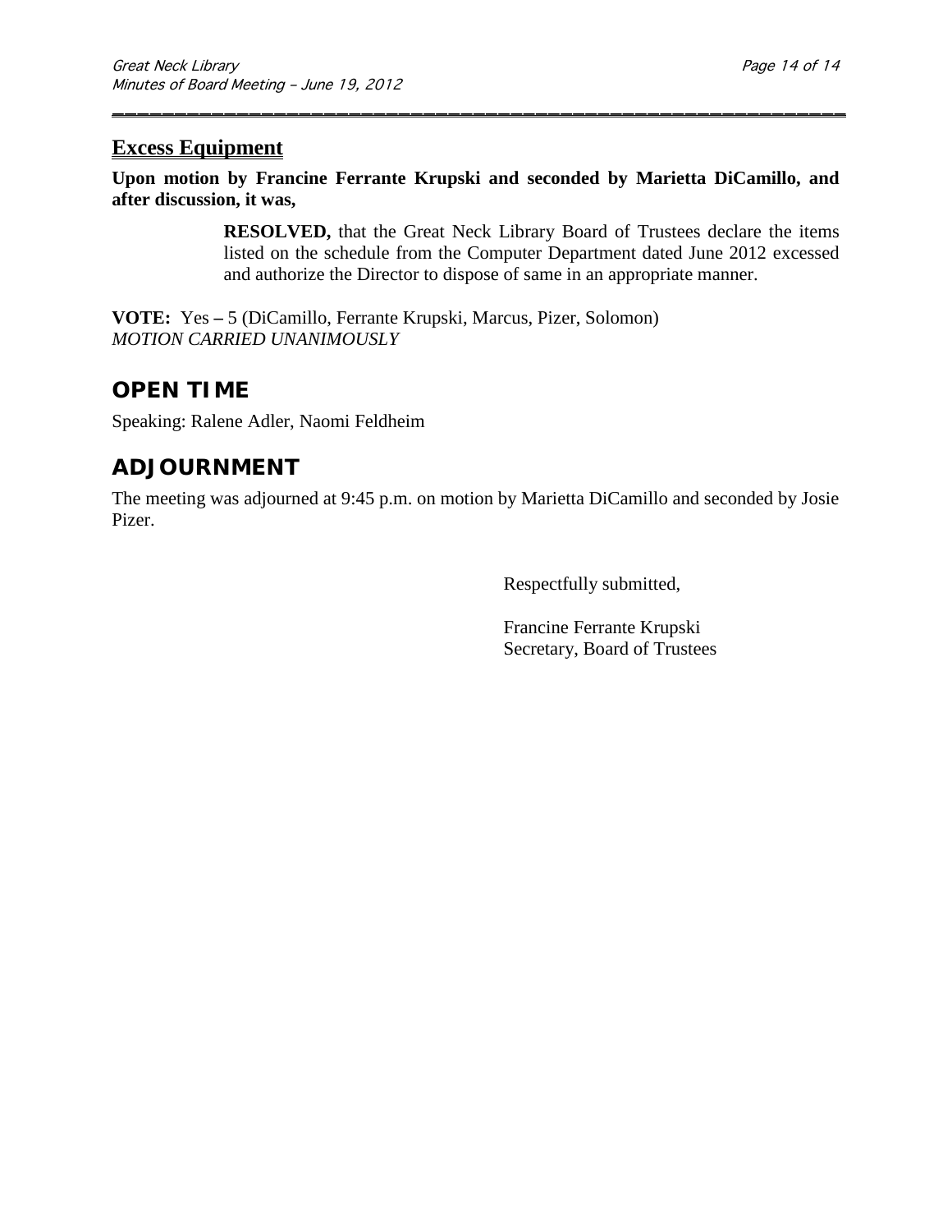## Excess Equipment

**Upon motion by Francine Ferrante Krupski and seconded by Marietta DiCamillo, and after discussion, it was,**

> **RESOLVED,** that the Great Neck Library Board of Trustees declare the items listed on the schedule from the Computer Department dated June 2012 excessed and authorize the Director to dispose of same in an appropriate manner.

**VOTE:** Yes – 5 (DiCamillo, Ferrante Krupski, Marcus, Pizer, Solomon)
*MOTION CARRIED UNANIMOUSLY*

# OPEN TIME

Speaking: Ralene Adler, Naomi Feldheim

# ADJOURNMENT

The meeting was adjourned at 9:45 p.m. on motion by Marietta DiCamillo and seconded by Josie Pizer.

Respectfully submitted,

Francine Ferrante Krupski
Secretary, Board of Trustees